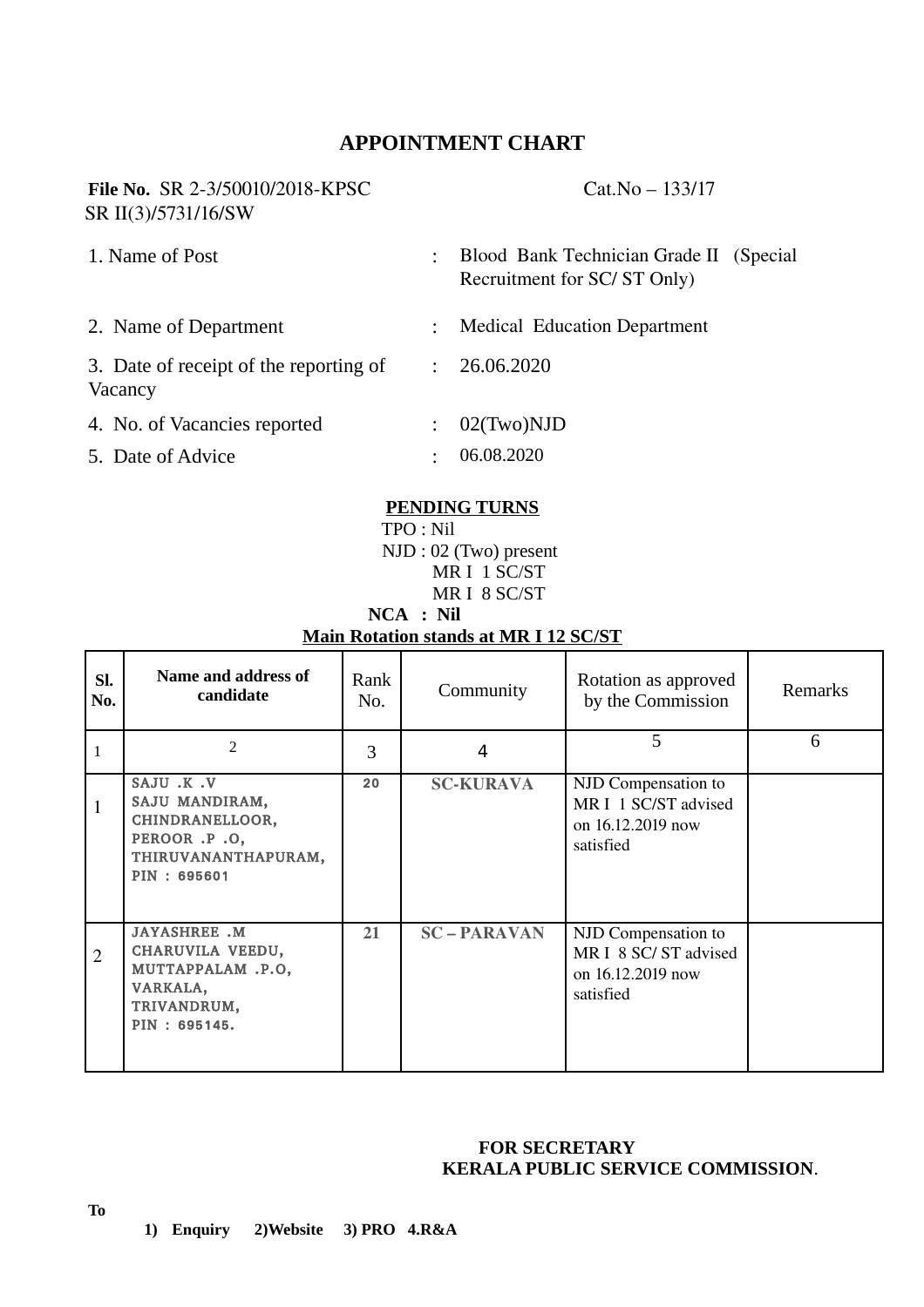# APPOINTMENT CHART

**File No.** SR 2-3/50010/2018-KPSC Cat.No – 133/17
SR II(3)/5731/16/SW

| | | |
|---|---|---|
| 1. Name of Post | : | Blood Bank Technician Grade II (Special Recruitment for SC/ ST Only) |
| 2. Name of Department | : | Medical Education Department |
| 3. Date of receipt of the reporting of Vacancy | : | 26.06.2020 |
| 4. No. of Vacancies reported | : | 02(Two)NJD |
| 5. Date of Advice | : | 06.08.2020 |

**PENDING TURNS**

TPO : Nil
NJD : 02 (Two) present
MR I 1 SC/ST
MR I 8 SC/ST

**NCA : Nil**

**Main Rotation stands at MR I 12 SC/ST**

| Sl. No. | Name and address of candidate | Rank No. | Community | Rotation as approved by the Commission | Remarks |
|---|---|---|---|---|---|
| 1 | 2 | 3 | 4 | 5 | 6 |
| 1 | SAJU .K .V<br>SAJU MANDIRAM,<br>CHINDRANELLOOR,<br>PEROOR .P .O,<br>THIRUVANANTHAPURAM,<br>PIN : 695601 | 20 | SC-KURAVA | NJD Compensation to MR I 1 SC/ST advised on 16.12.2019 now satisfied | |
| 2 | JAYASHREE .M<br>CHARUVILA VEEDU,<br>MUTTAPPALAM .P.O,<br>VARKALA,<br>TRIVANDRUM,<br>PIN : 695145. | 21 | SC – PARAVAN | NJD Compensation to MR I 8 SC/ ST advised on 16.12.2019 now satisfied | |

**FOR SECRETARY**
**KERALA PUBLIC SERVICE COMMISSION**.

**To**

**1) Enquiry 2)Website 3) PRO 4.R&A**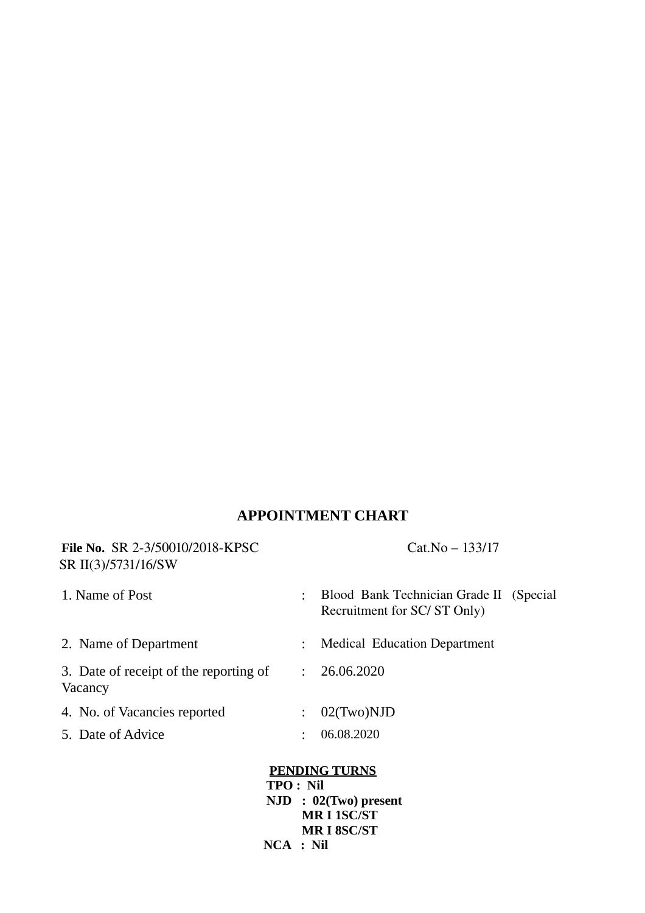# APPOINTMENT CHART

**File No.** SR 2-3/50010/2018-KPSC Cat.No – 133/17
SR II(3)/5731/16/SW

| | | |
|---|---|---|
| 1. Name of Post | : | Blood Bank Technician Grade II (Special Recruitment for SC/ ST Only) |
| 2. Name of Department | : | Medical Education Department |
| 3. Date of receipt of the reporting of Vacancy | : | 26.06.2020 |
| 4. No. of Vacancies reported | : | 02(Two)NJD |
| 5. Date of Advice | : | 06.08.2020 |

**PENDING TURNS**

**TPO : Nil**

**NJD : 02(Two) present**
**MR I 1SC/ST**
**MR I 8SC/ST**

**NCA : Nil**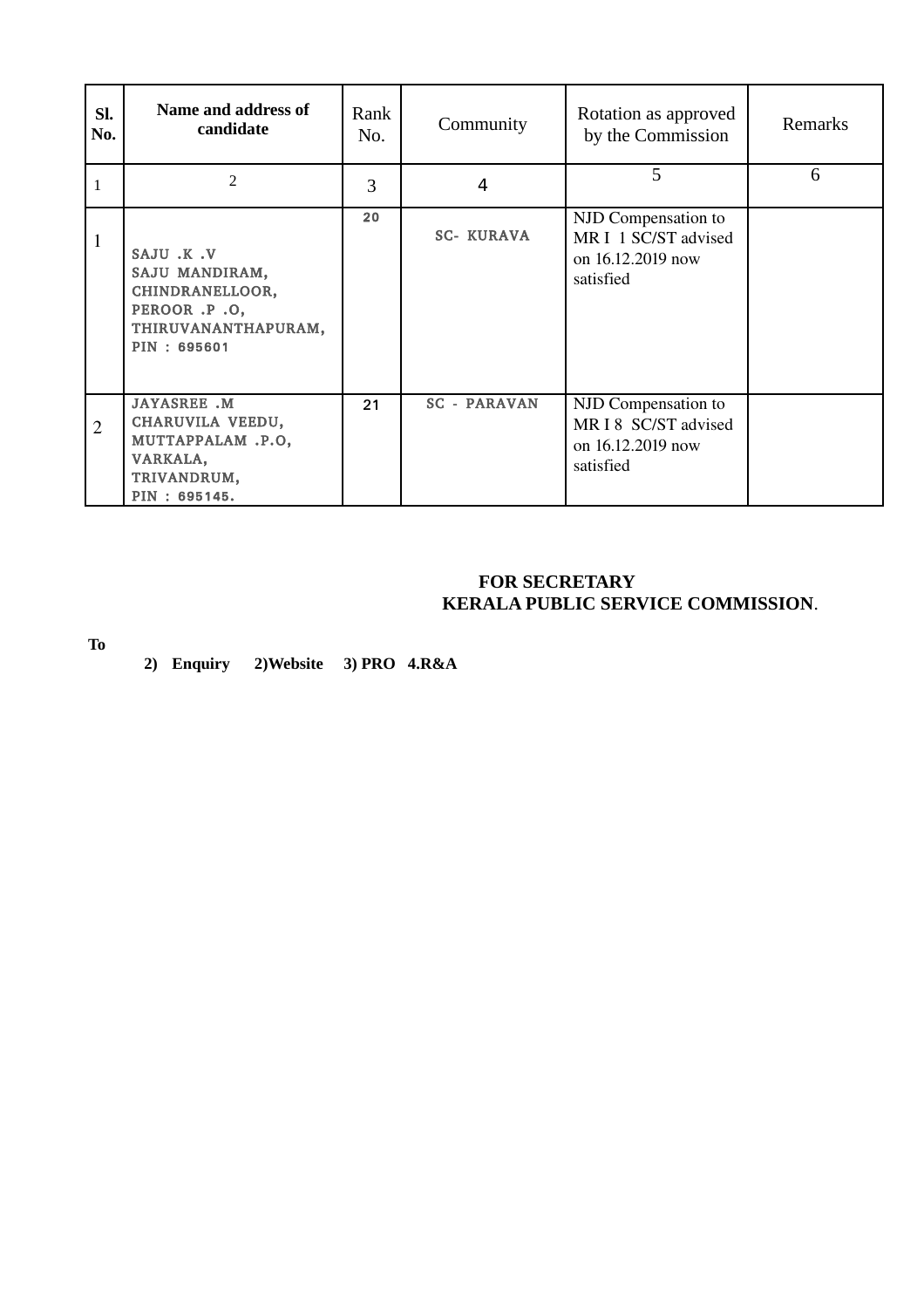| Sl. No. | Name and address of candidate | Rank No. | Community | Rotation as approved by the Commission | Remarks |
|---|---|---|---|---|---|
| 1 | 2 | 3 | 4 | 5 | 6 |
| 1 | SAJU .K .V<br>SAJU MANDIRAM,<br>CHINDRANELLOOR,<br>PEROOR .P .O,<br>THIRUVANANTHAPURAM,<br>PIN : 695601 | 20 | SC- KURAVA | NJD Compensation to MR I 1 SC/ST advised on 16.12.2019 now satisfied | |
| 2 | JAYASREE .M<br>CHARUVILA VEEDU,<br>MUTTAPPALAM .P.O,<br>VARKALA,<br>TRIVANDRUM,<br>PIN : 695145. | 21 | SC - PARAVAN | NJD Compensation to MR I 8 SC/ST advised on 16.12.2019 now satisfied | |

**FOR SECRETARY**
**KERALA PUBLIC SERVICE COMMISSION**.

**To**

**2) Enquiry 2)Website 3) PRO 4.R&A**